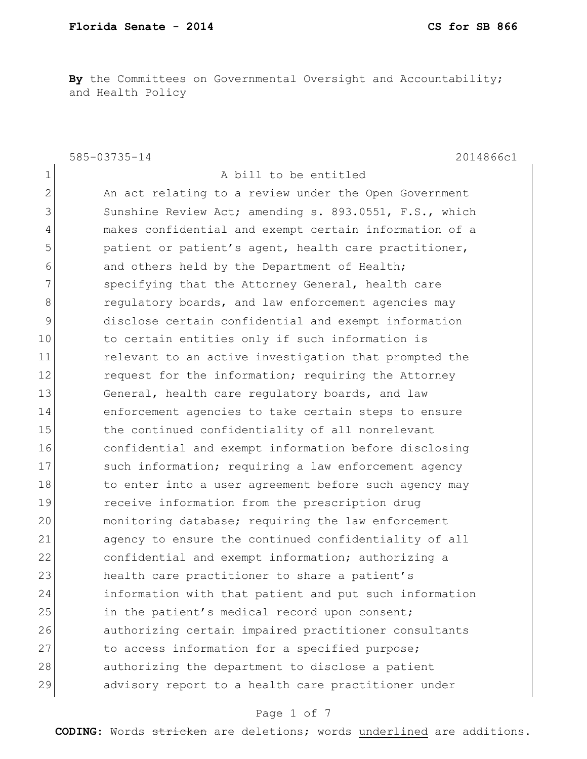**Florida Senate - 2014** **CS for SB 866**

**By** the Committees on Governmental Oversight and Accountability; and Health Policy

585-03735-14 2014866c1

1 A bill to be entitled
2 An act relating to a review under the Open Government
3 Sunshine Review Act; amending s. 893.0551, F.S., which
4 makes confidential and exempt certain information of a
5 patient or patient's agent, health care practitioner,
6 and others held by the Department of Health;
7 specifying that the Attorney General, health care
8 regulatory boards, and law enforcement agencies may
9 disclose certain confidential and exempt information
10 to certain entities only if such information is
11 relevant to an active investigation that prompted the
12 request for the information; requiring the Attorney
13 General, health care regulatory boards, and law
14 enforcement agencies to take certain steps to ensure
15 the continued confidentiality of all nonrelevant
16 confidential and exempt information before disclosing
17 such information; requiring a law enforcement agency
18 to enter into a user agreement before such agency may
19 receive information from the prescription drug
20 monitoring database; requiring the law enforcement
21 agency to ensure the continued confidentiality of all
22 confidential and exempt information; authorizing a
23 health care practitioner to share a patient's
24 information with that patient and put such information
25 in the patient's medical record upon consent;
26 authorizing certain impaired practitioner consultants
27 to access information for a specified purpose;
28 authorizing the department to disclose a patient
29 advisory report to a health care practitioner under

**CODING:** Words ~~stricken~~ are deletions; words <u>underlined</u> are additions.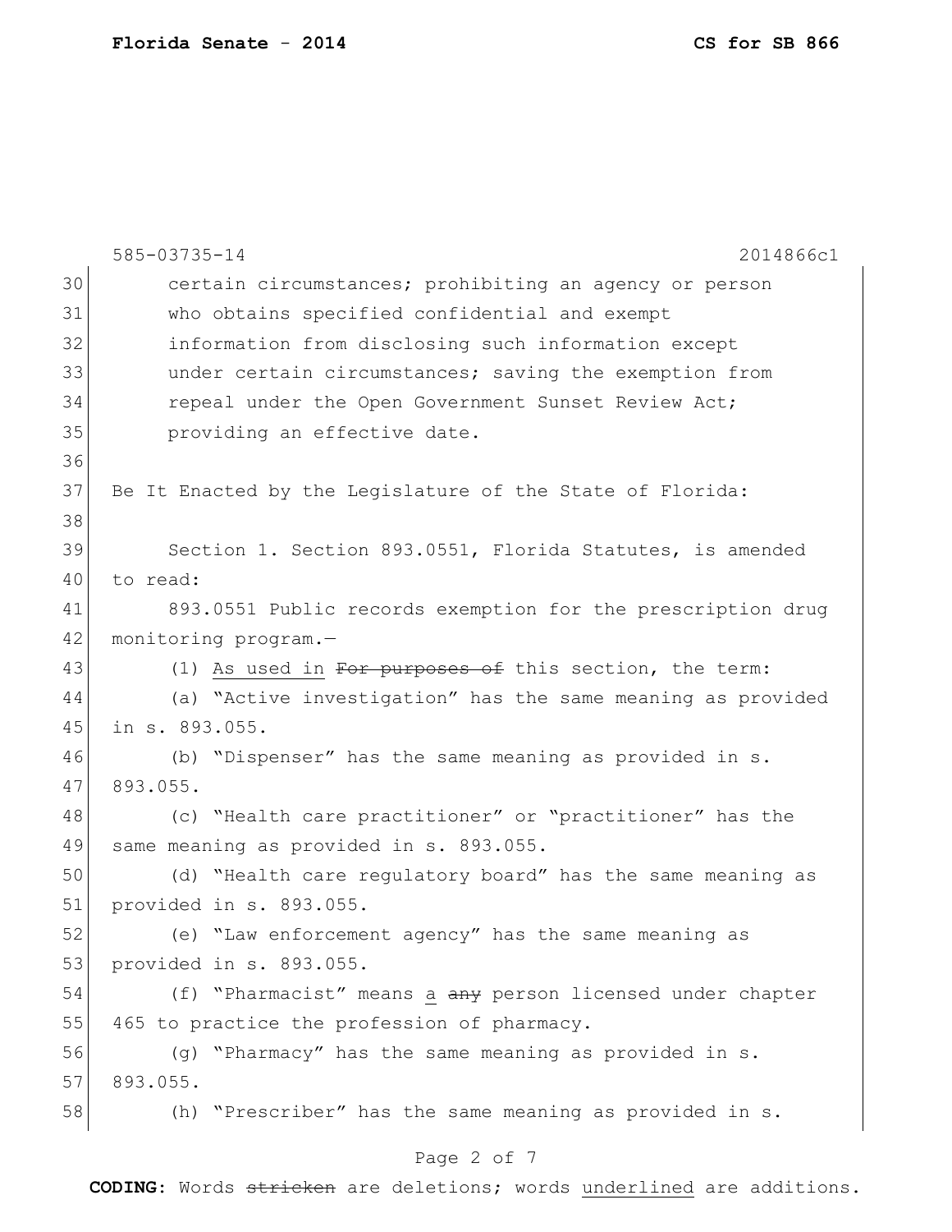certain circumstances; prohibiting an agency or person who obtains specified confidential and exempt information from disclosing such information except under certain circumstances; saving the exemption from repeal under the Open Government Sunset Review Act; providing an effective date.

Be It Enacted by the Legislature of the State of Florida:

Section 1. Section 893.0551, Florida Statutes, is amended to read:

893.0551 Public records exemption for the prescription drug monitoring program.—

(1) <u>As used in</u> ~~For purposes of~~ this section, the term:

(a) "Active investigation" has the same meaning as provided in s. 893.055.

(b) "Dispenser" has the same meaning as provided in s. 893.055.

(c) "Health care practitioner" or "practitioner" has the same meaning as provided in s. 893.055.

(d) "Health care regulatory board" has the same meaning as provided in s. 893.055.

(e) "Law enforcement agency" has the same meaning as provided in s. 893.055.

(f) "Pharmacist" means <u>a</u> ~~any~~ person licensed under chapter 465 to practice the profession of pharmacy.

(g) "Pharmacy" has the same meaning as provided in s. 893.055.

(h) "Prescriber" has the same meaning as provided in s.

CODING: Words ~~stricken~~ are deletions; words <u>underlined</u> are additions.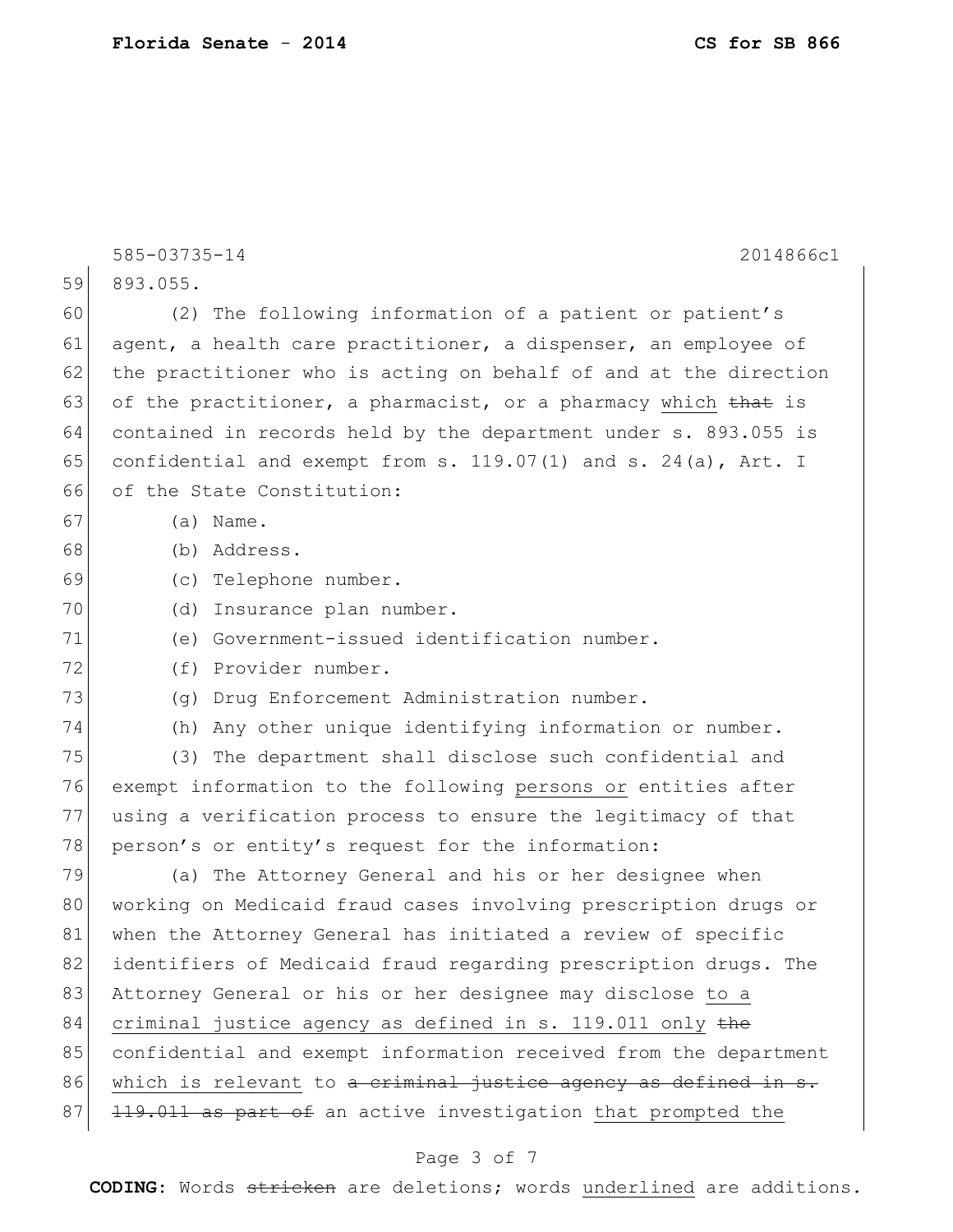893.055.

(2) The following information of a patient or patient's agent, a health care practitioner, a dispenser, an employee of the practitioner who is acting on behalf of and at the direction of the practitioner, a pharmacist, or a pharmacy <u>which</u> ~~that~~ is contained in records held by the department under s. 893.055 is confidential and exempt from s. 119.07(1) and s. 24(a), Art. I of the State Constitution:

(a) Name.

(b) Address.

(c) Telephone number.

(d) Insurance plan number.

(e) Government-issued identification number.

(f) Provider number.

(g) Drug Enforcement Administration number.

(h) Any other unique identifying information or number.

(3) The department shall disclose such confidential and exempt information to the following <u>persons or</u> entities after using a verification process to ensure the legitimacy of that person's or entity's request for the information:

(a) The Attorney General and his or her designee when working on Medicaid fraud cases involving prescription drugs or when the Attorney General has initiated a review of specific identifiers of Medicaid fraud regarding prescription drugs. The Attorney General or his or her designee may disclose <u>to a criminal justice agency as defined in s. 119.011 only</u> ~~the~~ confidential and exempt information received from the department <u>which is relevant</u> to ~~a criminal justice agency as defined in s. 119.011 as part of~~ an active investigation <u>that prompted the</u>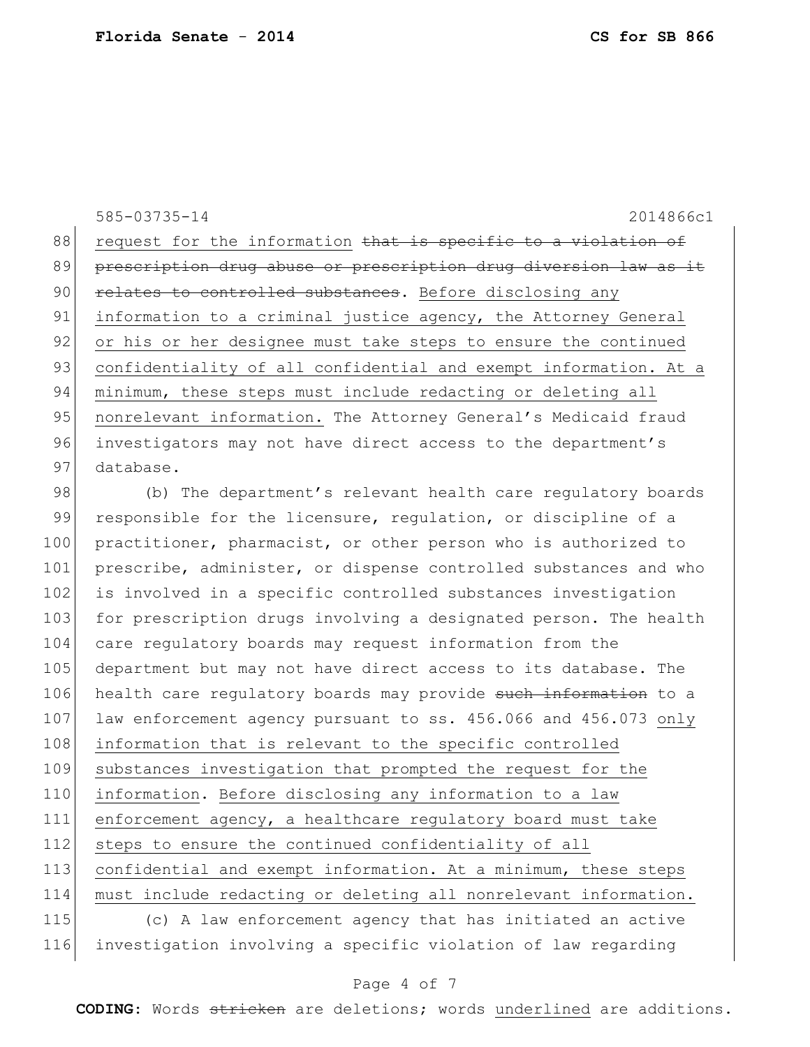585-03735-14 2014866c1

request for the information ~~that is specific to a violation of prescription drug abuse or prescription drug diversion law as it relates to controlled substances~~. <u>Before disclosing any information to a criminal justice agency, the Attorney General or his or her designee must take steps to ensure the continued confidentiality of all confidential and exempt information. At a minimum, these steps must include redacting or deleting all nonrelevant information.</u> The Attorney General's Medicaid fraud investigators may not have direct access to the department's database.

(b) The department's relevant health care regulatory boards responsible for the licensure, regulation, or discipline of a practitioner, pharmacist, or other person who is authorized to prescribe, administer, or dispense controlled substances and who is involved in a specific controlled substances investigation for prescription drugs involving a designated person. The health care regulatory boards may request information from the department but may not have direct access to its database. The health care regulatory boards may provide ~~such information~~ to a law enforcement agency pursuant to ss. 456.066 and 456.073 <u>only information that is relevant to the specific controlled substances investigation that prompted the request for the information</u>. <u>Before disclosing any information to a law enforcement agency, a healthcare regulatory board must take steps to ensure the continued confidentiality of all confidential and exempt information. At a minimum, these steps must include redacting or deleting all nonrelevant information.</u>

(c) A law enforcement agency that has initiated an active investigation involving a specific violation of law regarding

**CODING:** Words ~~stricken~~ are deletions; words <u>underlined</u> are additions.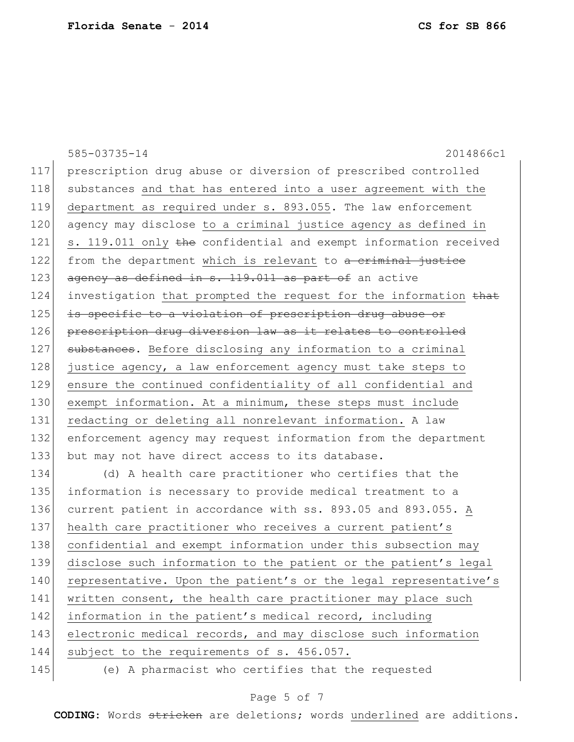585-03735-14 2014866c1

prescription drug abuse or diversion of prescribed controlled substances and that has entered into a user agreement with the department as required under s. 893.055. The law enforcement agency may disclose to a criminal justice agency as defined in s. 119.011 only ~~the~~ confidential and exempt information received from the department which is relevant to ~~a criminal justice agency as defined in s. 119.011 as part of~~ an active investigation that prompted the request for the information ~~that is specific to a violation of prescription drug abuse or prescription drug diversion law as it relates to controlled substances~~. Before disclosing any information to a criminal justice agency, a law enforcement agency must take steps to ensure the continued confidentiality of all confidential and exempt information. At a minimum, these steps must include redacting or deleting all nonrelevant information. A law enforcement agency may request information from the department but may not have direct access to its database.

(d) A health care practitioner who certifies that the information is necessary to provide medical treatment to a current patient in accordance with ss. 893.05 and 893.055. A health care practitioner who receives a current patient's confidential and exempt information under this subsection may disclose such information to the patient or the patient's legal representative. Upon the patient's or the legal representative's written consent, the health care practitioner may place such information in the patient's medical record, including electronic medical records, and may disclose such information subject to the requirements of s. 456.057.

(e) A pharmacist who certifies that the requested

**CODING:** Words ~~stricken~~ are deletions; words underlined are additions.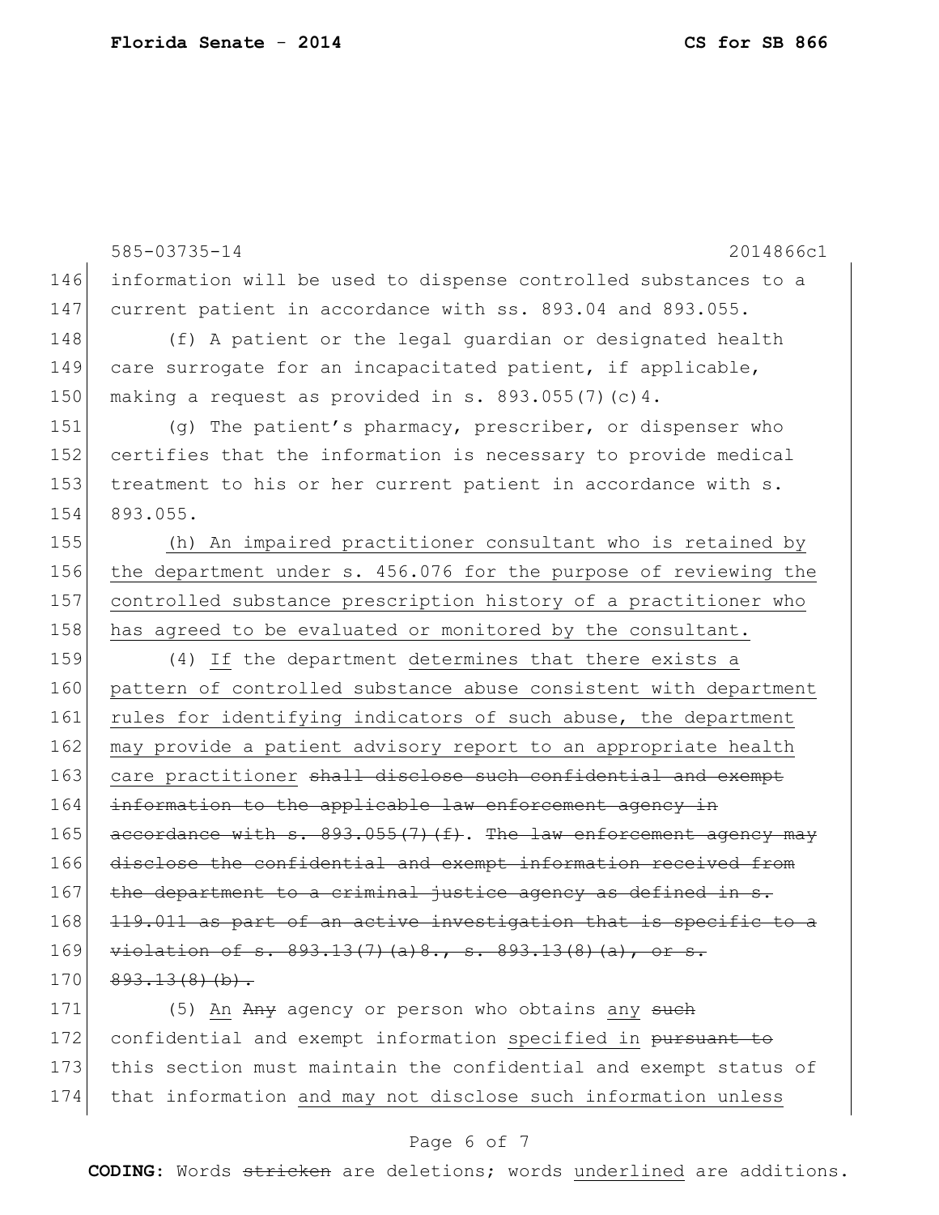information will be used to dispense controlled substances to a current patient in accordance with ss. 893.04 and 893.055.

(f) A patient or the legal guardian or designated health care surrogate for an incapacitated patient, if applicable, making a request as provided in s. 893.055(7)(c)4.

(g) The patient's pharmacy, prescriber, or dispenser who certifies that the information is necessary to provide medical treatment to his or her current patient in accordance with s. 893.055.

<u>(h) An impaired practitioner consultant who is retained by the department under s. 456.076 for the purpose of reviewing the controlled substance prescription history of a practitioner who has agreed to be evaluated or monitored by the consultant.</u>

(4) <u>If</u> the department <u>determines that there exists a pattern of controlled substance abuse consistent with department rules for identifying indicators of such abuse, the department may provide a patient advisory report to an appropriate health care practitioner</u> ~~shall disclose such confidential and exempt information to the applicable law enforcement agency in accordance with s. 893.055(7)(f)~~. ~~The law enforcement agency may disclose the confidential and exempt information received from the department to a criminal justice agency as defined in s. 119.011 as part of an active investigation that is specific to a violation of s. 893.13(7)(a)8., s. 893.13(8)(a), or s. 893.13(8)(b).~~

(5) <u>An</u> ~~Any~~ agency or person who obtains any ~~such~~ confidential and exempt information <u>specified in</u> ~~pursuant to~~ this section must maintain the confidential and exempt status of that information <u>and may not disclose such information unless</u>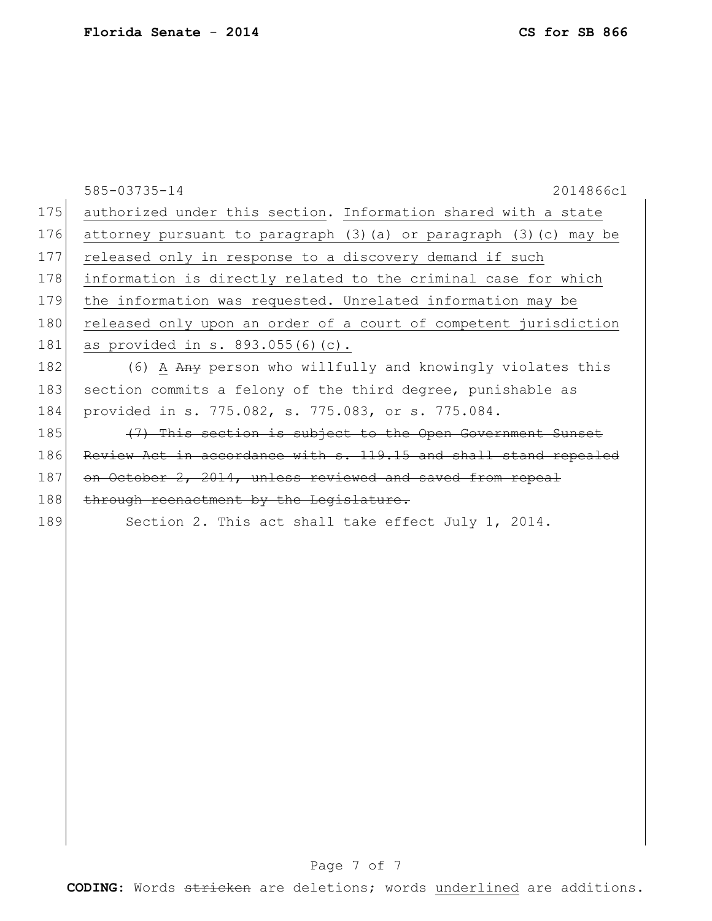585-03735-14 2014866c1

175 authorized under this section. Information shared with a state
176 attorney pursuant to paragraph (3)(a) or paragraph (3)(c) may be
177 released only in response to a discovery demand if such
178 information is directly related to the criminal case for which
179 the information was requested. Unrelated information may be
180 released only upon an order of a court of competent jurisdiction
181 as provided in s. 893.055(6)(c).
182 (6) A ~~Any~~ person who willfully and knowingly violates this
183 section commits a felony of the third degree, punishable as
184 provided in s. 775.082, s. 775.083, or s. 775.084.
185 ~~(7) This section is subject to the Open Government Sunset~~
186 ~~Review Act in accordance with s. 119.15 and shall stand repealed~~
187 ~~on October 2, 2014, unless reviewed and saved from repeal~~
188 ~~through reenactment by the Legislature.~~
189 Section 2. This act shall take effect July 1, 2014.

**CODING:** Words ~~stricken~~ are deletions; words underlined are additions.